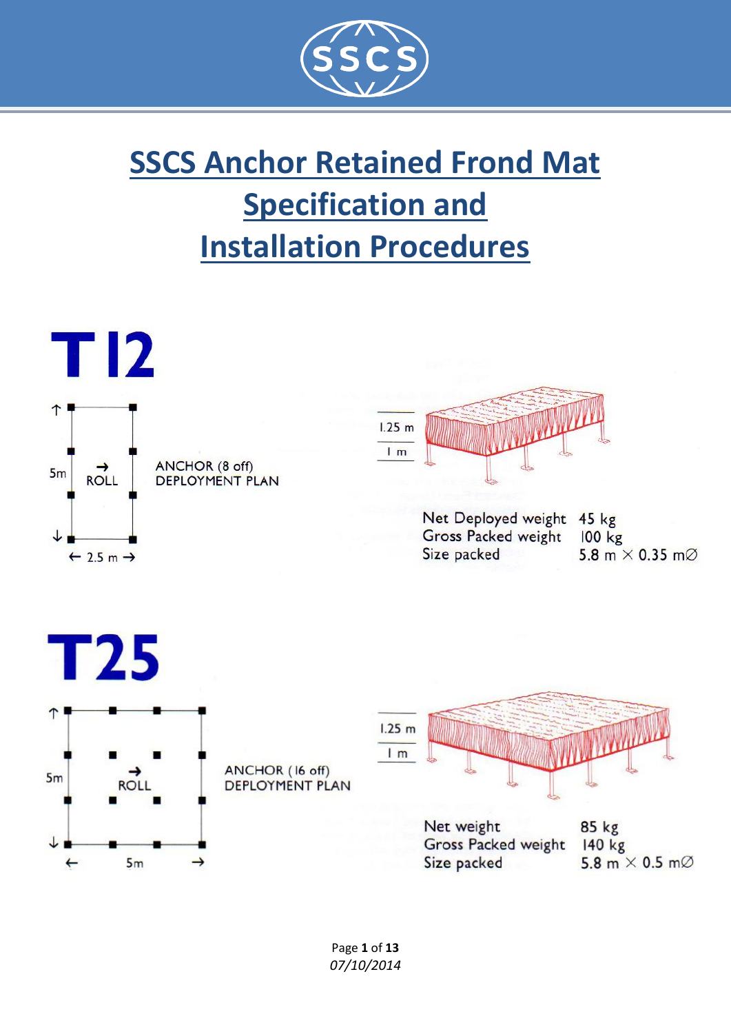# SSCS Anchor Retained Frond Mat Specification and Installation Procedures

## T12

5m

ROLL

← 2.5 m →

ANCHOR (8 off)
DEPLOYMENT PLAN

1.25 m

1 m

| | |
|---|---|
| Net Deployed weight | 45 kg |
| Gross Packed weight | 100 kg |
| Size packed | 5.8 m × 0.35 mØ |

## T25

5m

ROLL

← 5m →

ANCHOR (16 off)
DEPLOYMENT PLAN

1.25 m

1 m

| | |
|---|---|
| Net weight | 85 kg |
| Gross Packed weight | 140 kg |
| Size packed | 5.8 m × 0.5 mØ |

*07/10/2014*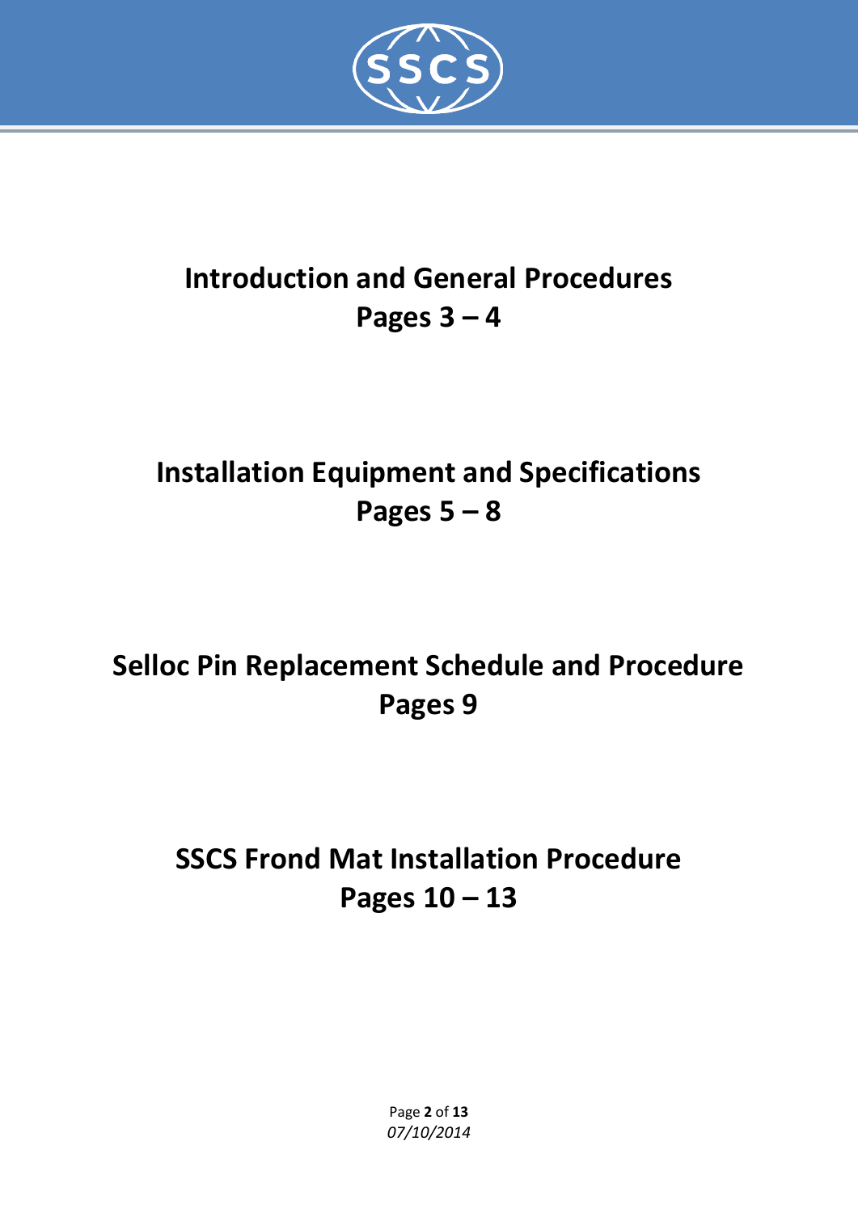## Introduction and General Procedures
## Pages 3 – 4

## Installation Equipment and Specifications
## Pages 5 – 8

## Selloc Pin Replacement Schedule and Procedure
## Pages 9

## SSCS Frond Mat Installation Procedure
## Pages 10 – 13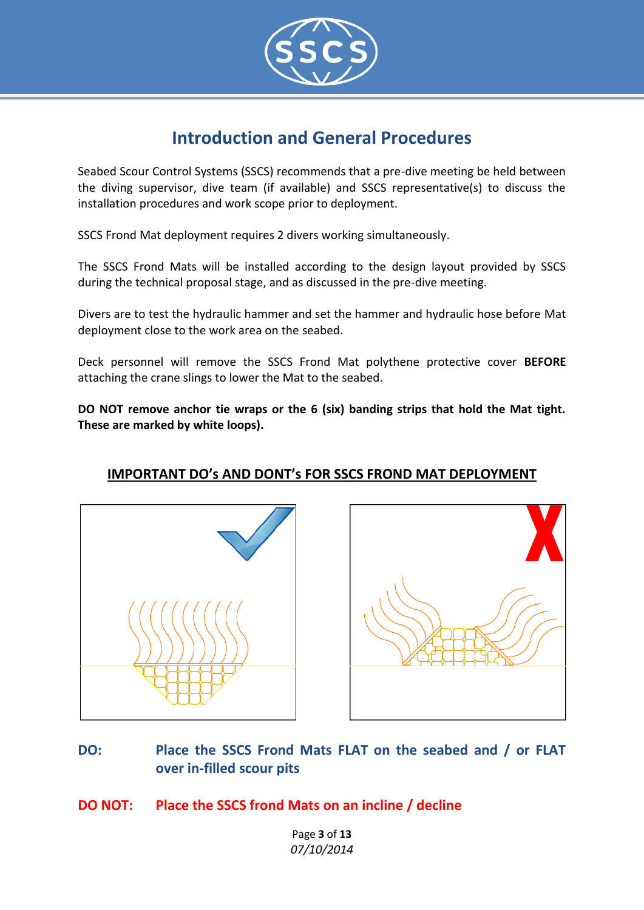# Introduction and General Procedures

Seabed Scour Control Systems (SSCS) recommends that a pre-dive meeting be held between the diving supervisor, dive team (if available) and SSCS representative(s) to discuss the installation procedures and work scope prior to deployment.

SSCS Frond Mat deployment requires 2 divers working simultaneously.

The SSCS Frond Mats will be installed according to the design layout provided by SSCS during the technical proposal stage, and as discussed in the pre-dive meeting.

Divers are to test the hydraulic hammer and set the hammer and hydraulic hose before Mat deployment close to the work area on the seabed.

Deck personnel will remove the SSCS Frond Mat polythene protective cover **BEFORE** attaching the crane slings to lower the Mat to the seabed.

**DO NOT remove anchor tie wraps or the 6 (six) banding strips that hold the Mat tight. These are marked by white loops).**

## IMPORTANT DO's AND DONT's FOR SSCS FROND MAT DEPLOYMENT

**DO:** **Place the SSCS Frond Mats FLAT on the seabed and / or FLAT over in-filled scour pits**

**DO NOT:** **Place the SSCS frond Mats on an incline / decline**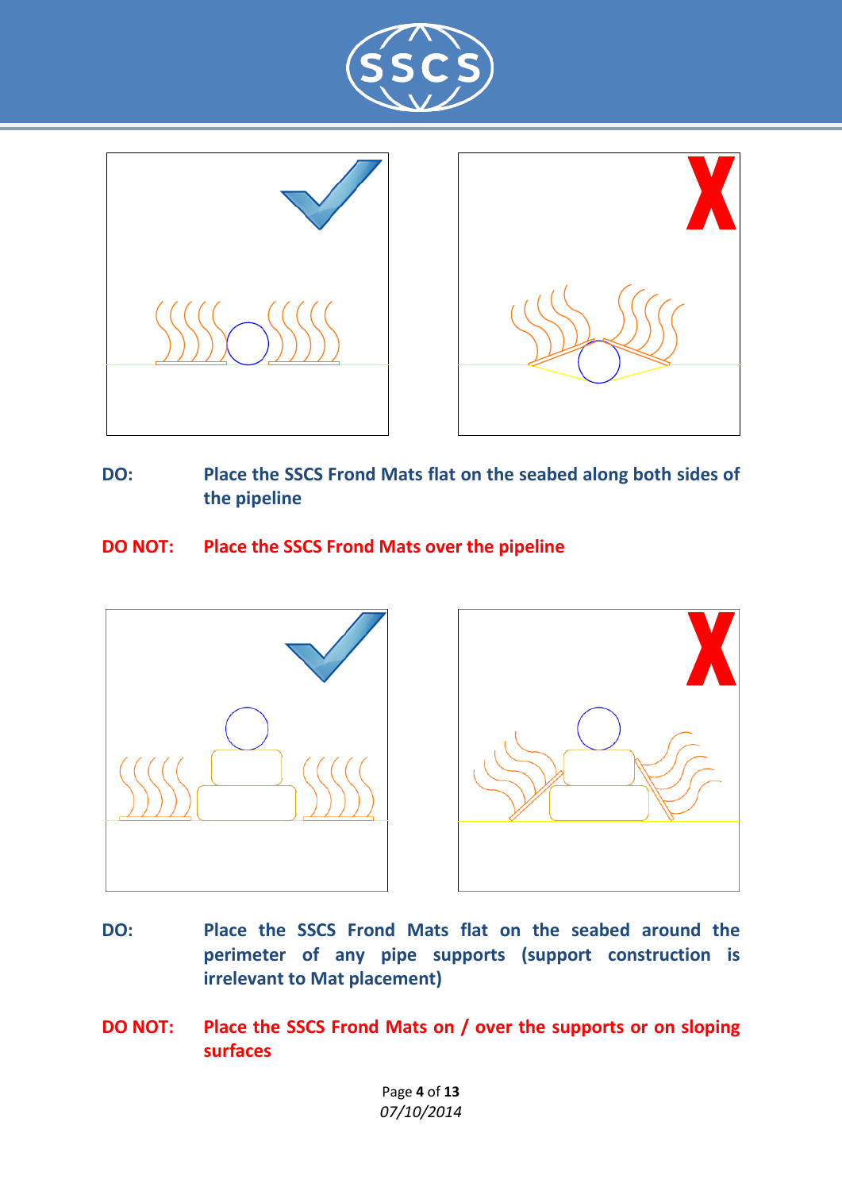**DO:** **Place the SSCS Frond Mats flat on the seabed along both sides of the pipeline**

**DO NOT:** **Place the SSCS Frond Mats over the pipeline**

**DO:** **Place the SSCS Frond Mats flat on the seabed around the perimeter of any pipe supports (support construction is irrelevant to Mat placement)**

**DO NOT:** **Place the SSCS Frond Mats on / over the supports or on sloping surfaces**

*07/10/2014*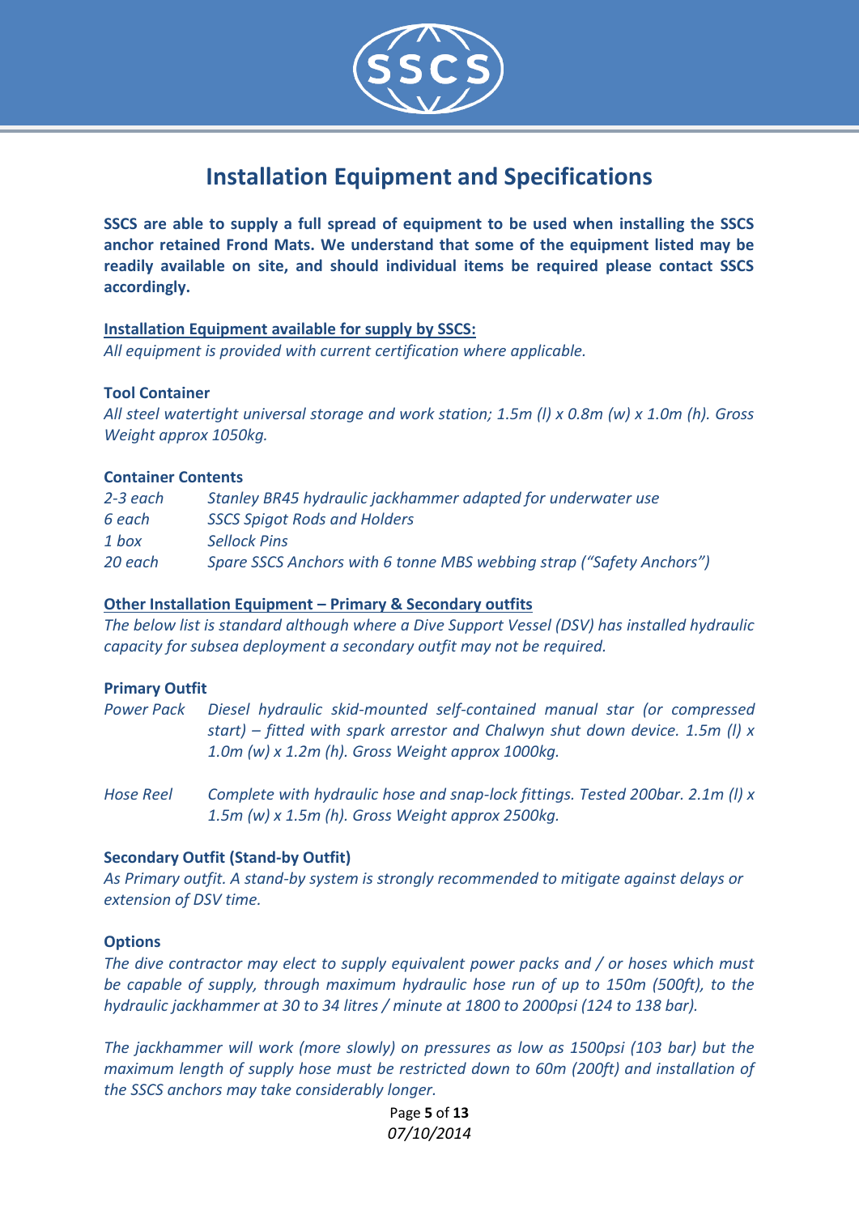# Installation Equipment and Specifications

**SSCS are able to supply a full spread of equipment to be used when installing the SSCS anchor retained Frond Mats. We understand that some of the equipment listed may be readily available on site, and should individual items be required please contact SSCS accordingly.**

**Installation Equipment available for supply by SSCS:**

*All equipment is provided with current certification where applicable.*

**Tool Container**

*All steel watertight universal storage and work station; 1.5m (l) x 0.8m (w) x 1.0m (h). Gross Weight approx 1050kg.*

**Container Contents**

| | |
|---|---|
| *2-3 each* | *Stanley BR45 hydraulic jackhammer adapted for underwater use* |
| *6 each* | *SSCS Spigot Rods and Holders* |
| *1 box* | *Sellock Pins* |
| *20 each* | *Spare SSCS Anchors with 6 tonne MBS webbing strap ("Safety Anchors")* |

**Other Installation Equipment – Primary & Secondary outfits**

*The below list is standard although where a Dive Support Vessel (DSV) has installed hydraulic capacity for subsea deployment a secondary outfit may not be required.*

**Primary Outfit**

| | |
|---|---|
| *Power Pack* | *Diesel hydraulic skid-mounted self-contained manual star (or compressed start) – fitted with spark arrestor and Chalwyn shut down device. 1.5m (l) x 1.0m (w) x 1.2m (h). Gross Weight approx 1000kg.* |
| *Hose Reel* | *Complete with hydraulic hose and snap-lock fittings. Tested 200bar. 2.1m (l) x 1.5m (w) x 1.5m (h). Gross Weight approx 2500kg.* |

**Secondary Outfit (Stand-by Outfit)**

*As Primary outfit. A stand-by system is strongly recommended to mitigate against delays or extension of DSV time.*

**Options**

*The dive contractor may elect to supply equivalent power packs and / or hoses which must be capable of supply, through maximum hydraulic hose run of up to 150m (500ft), to the hydraulic jackhammer at 30 to 34 litres / minute at 1800 to 2000psi (124 to 138 bar).*

*The jackhammer will work (more slowly) on pressures as low as 1500psi (103 bar) but the maximum length of supply hose must be restricted down to 60m (200ft) and installation of the SSCS anchors may take considerably longer.*

*07/10/2014*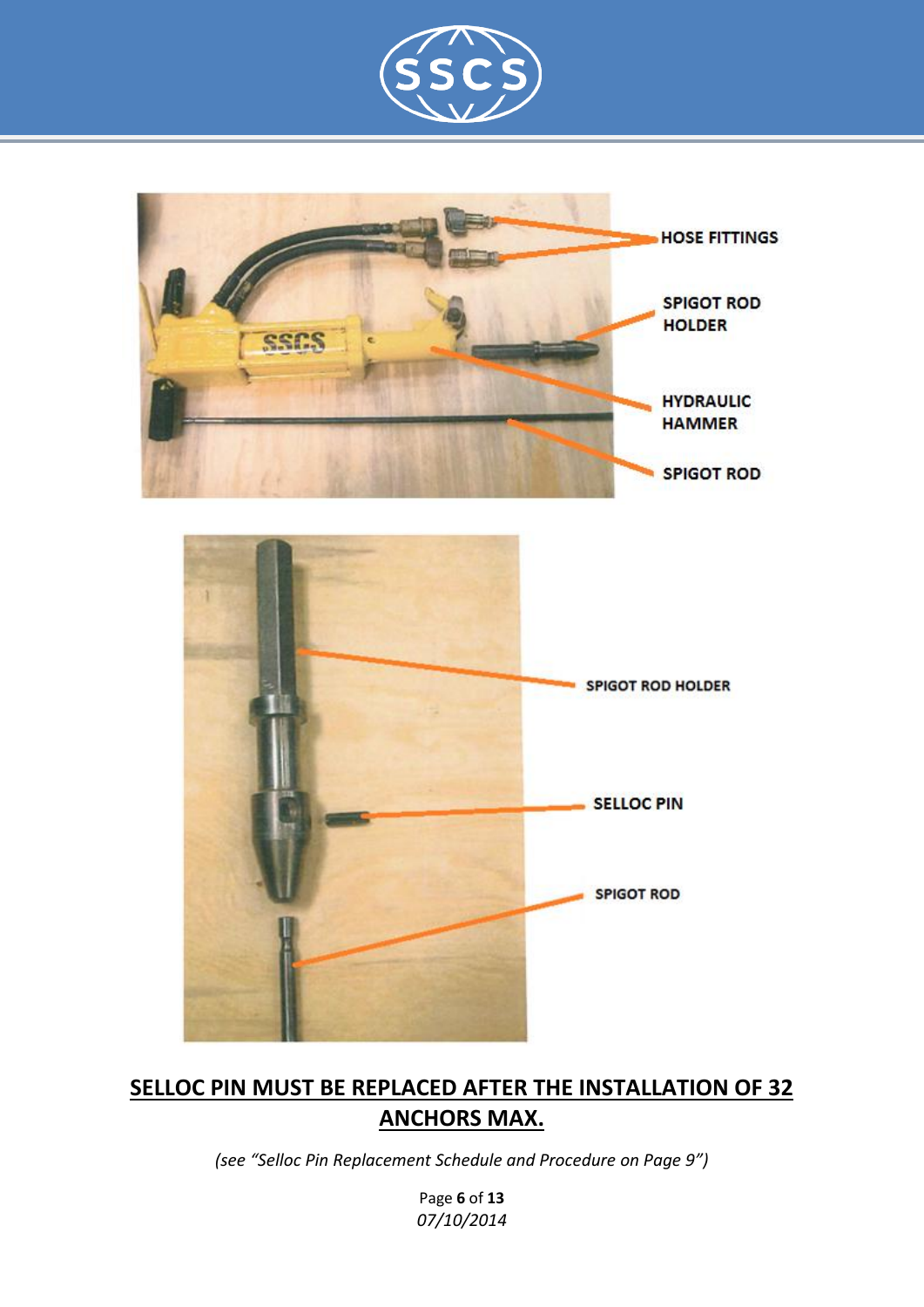HOSE FITTINGS

SPIGOT ROD HOLDER

HYDRAULIC HAMMER

SPIGOT ROD

SPIGOT ROD HOLDER

SELLOC PIN

SPIGOT ROD

**SELLOC PIN MUST BE REPLACED AFTER THE INSTALLATION OF 32 ANCHORS MAX.**

*(see "Selloc Pin Replacement Schedule and Procedure on Page 9")*

*07/10/2014*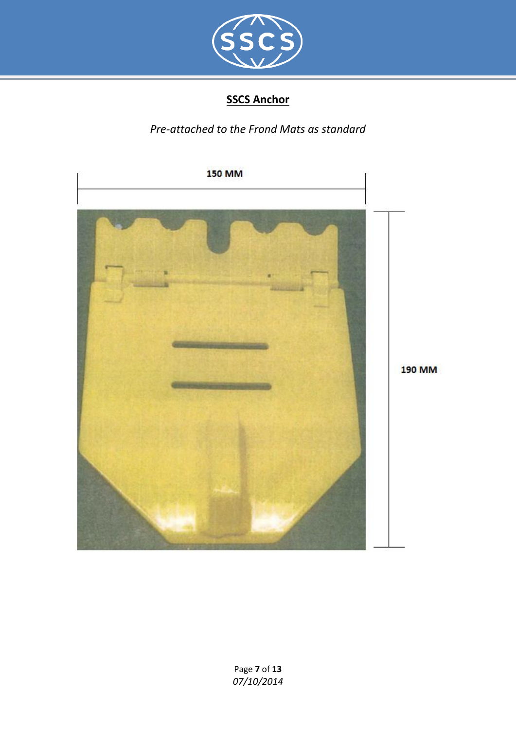**SSCS Anchor**

*Pre-attached to the Frond Mats as standard*

150 MM

190 MM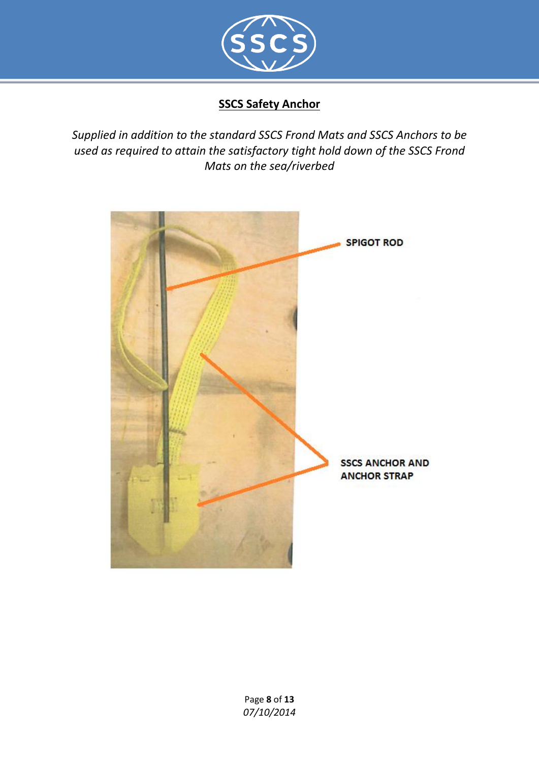## SSCS Safety Anchor

*Supplied in addition to the standard SSCS Frond Mats and SSCS Anchors to be used as required to attain the satisfactory tight hold down of the SSCS Frond Mats on the sea/riverbed*

SPIGOT ROD

SSCS ANCHOR AND ANCHOR STRAP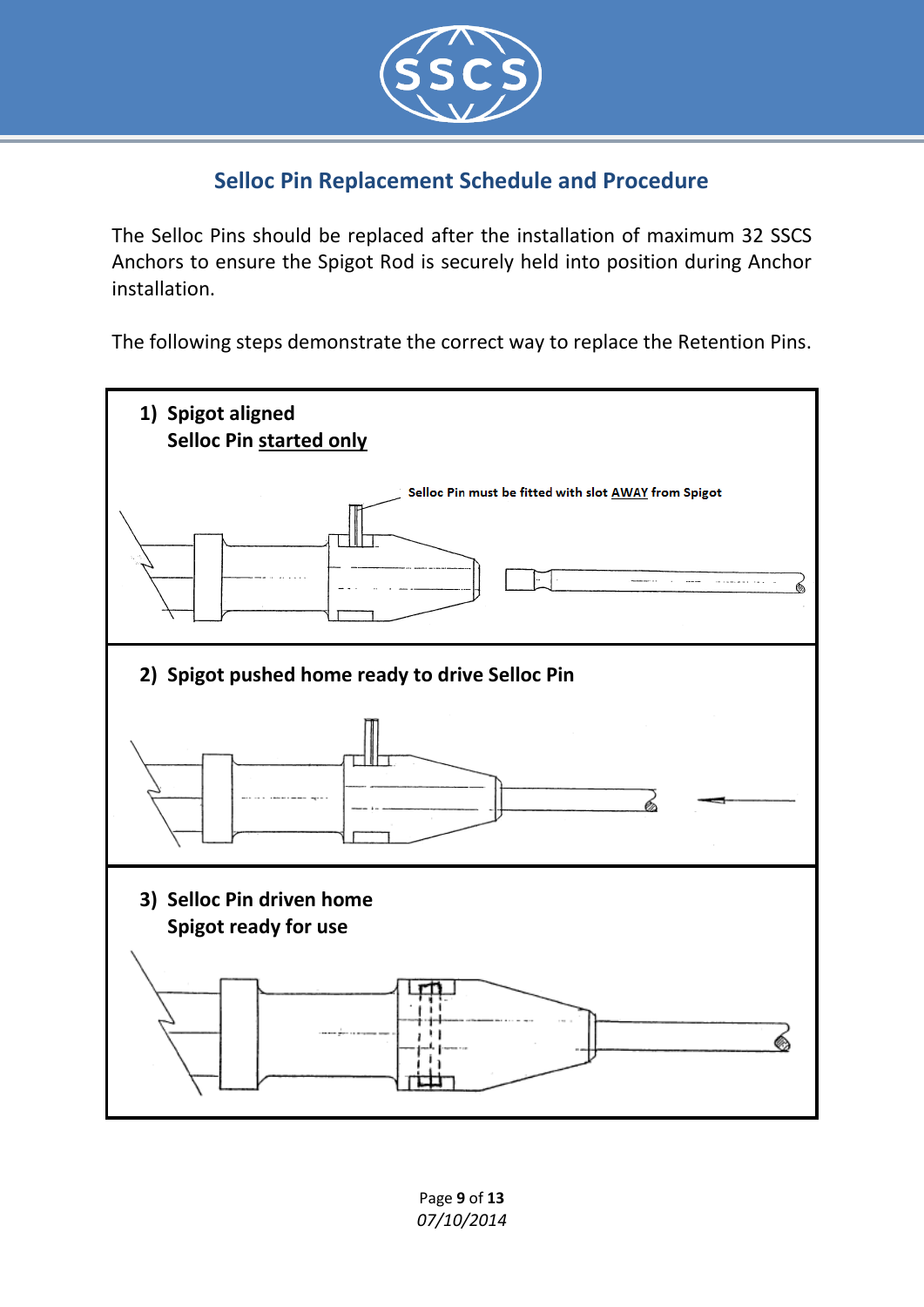## Selloc Pin Replacement Schedule and Procedure

The Selloc Pins should be replaced after the installation of maximum 32 SSCS Anchors to ensure the Spigot Rod is securely held into position during Anchor installation.

The following steps demonstrate the correct way to replace the Retention Pins.

**1) Spigot aligned**
**Selloc Pin started only**

Selloc Pin must be fitted with slot AWAY from Spigot

**2) Spigot pushed home ready to drive Selloc Pin**

**3) Selloc Pin driven home**
**Spigot ready for use**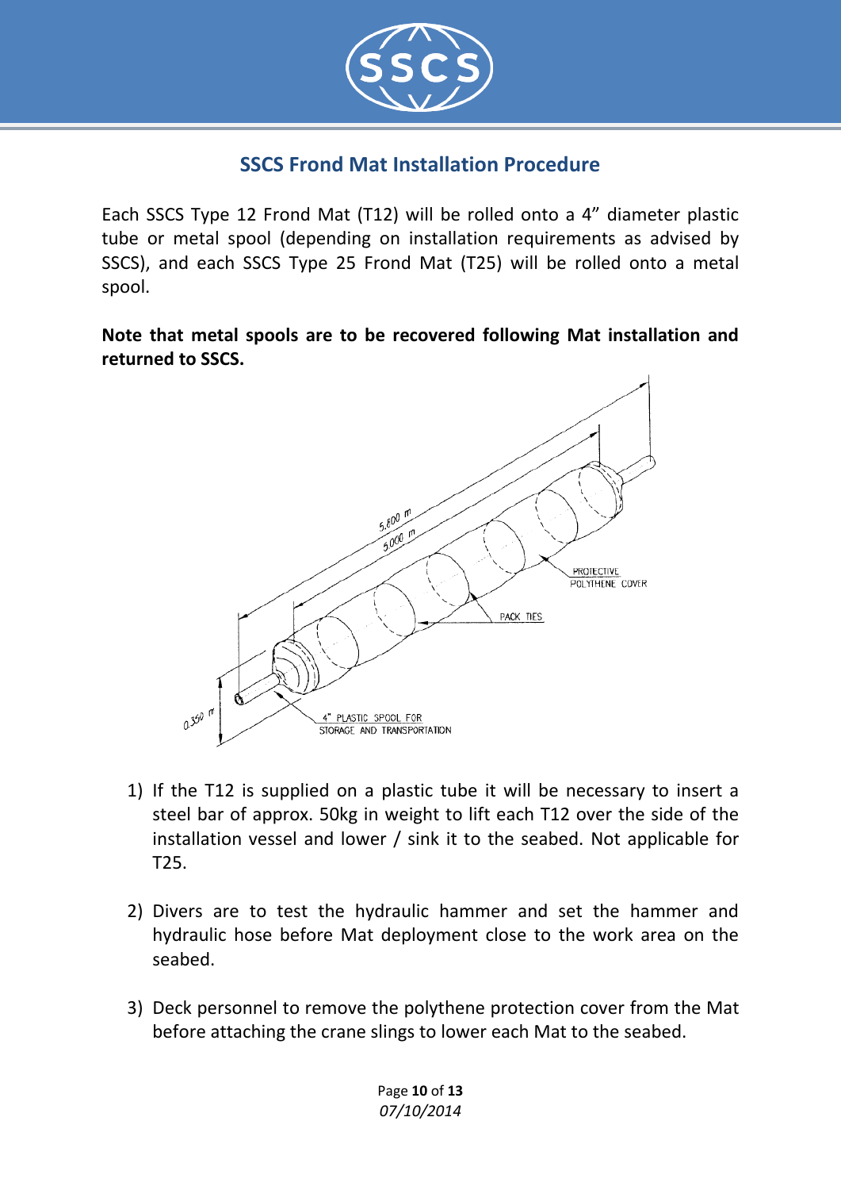## SSCS Frond Mat Installation Procedure

Each SSCS Type 12 Frond Mat (T12) will be rolled onto a 4" diameter plastic tube or metal spool (depending on installation requirements as advised by SSCS), and each SSCS Type 25 Frond Mat (T25) will be rolled onto a metal spool.

**Note that metal spools are to be recovered following Mat installation and returned to SSCS.**

5,600 m
5,000 m
PROTECTIVE POLYTHENE COVER
PACK TIES
0,350 m
4" PLASTIC SPOOL FOR STORAGE AND TRANSPORTATION

1) If the T12 is supplied on a plastic tube it will be necessary to insert a steel bar of approx. 50kg in weight to lift each T12 over the side of the installation vessel and lower / sink it to the seabed. Not applicable for T25.

2) Divers are to test the hydraulic hammer and set the hammer and hydraulic hose before Mat deployment close to the work area on the seabed.

3) Deck personnel to remove the polythene protection cover from the Mat before attaching the crane slings to lower each Mat to the seabed.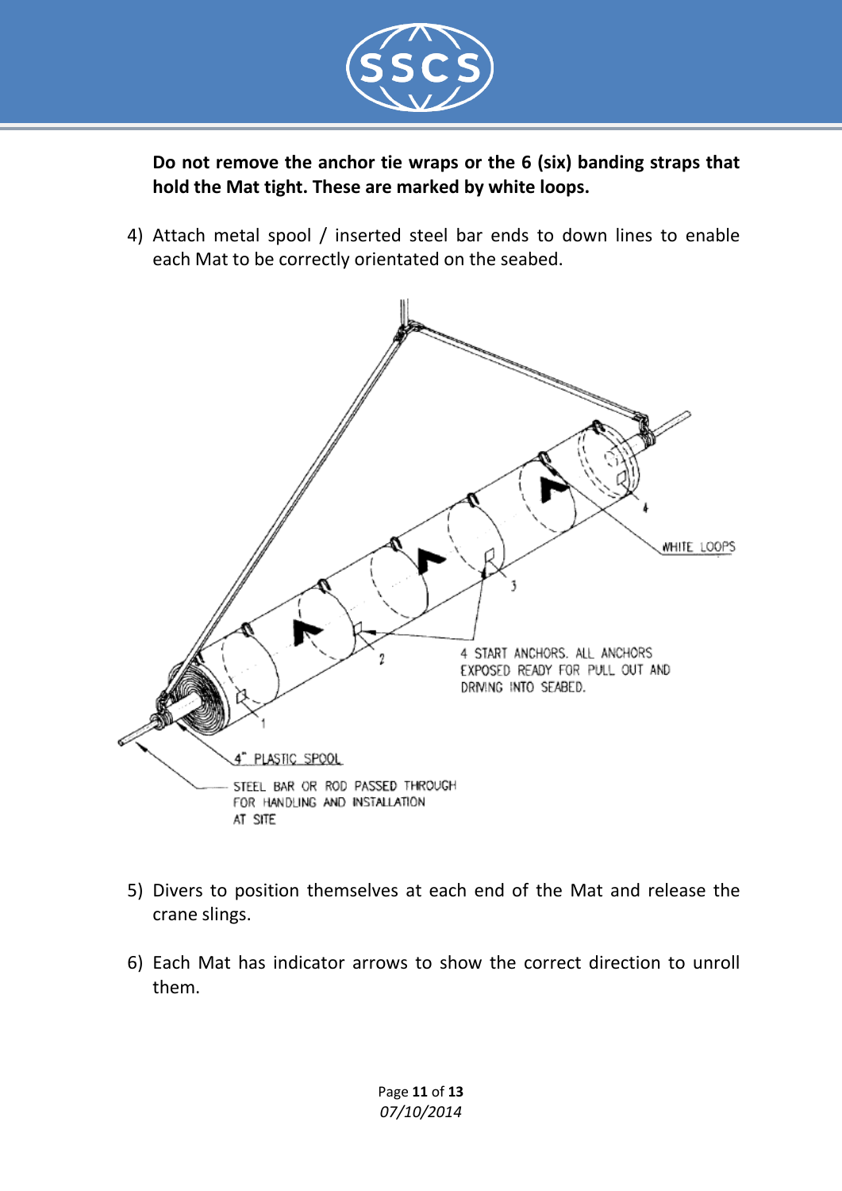**Do not remove the anchor tie wraps or the 6 (six) banding straps that hold the Mat tight. These are marked by white loops.**

4) Attach metal spool / inserted steel bar ends to down lines to enable each Mat to be correctly orientated on the seabed.

WHITE LOOPS

4 START ANCHORS. ALL ANCHORS EXPOSED READY FOR PULL OUT AND DRIVING INTO SEABED.

4" PLASTIC SPOOL

STEEL BAR OR ROD PASSED THROUGH FOR HANDLING AND INSTALLATION AT SITE

5) Divers to position themselves at each end of the Mat and release the crane slings.

6) Each Mat has indicator arrows to show the correct direction to unroll them.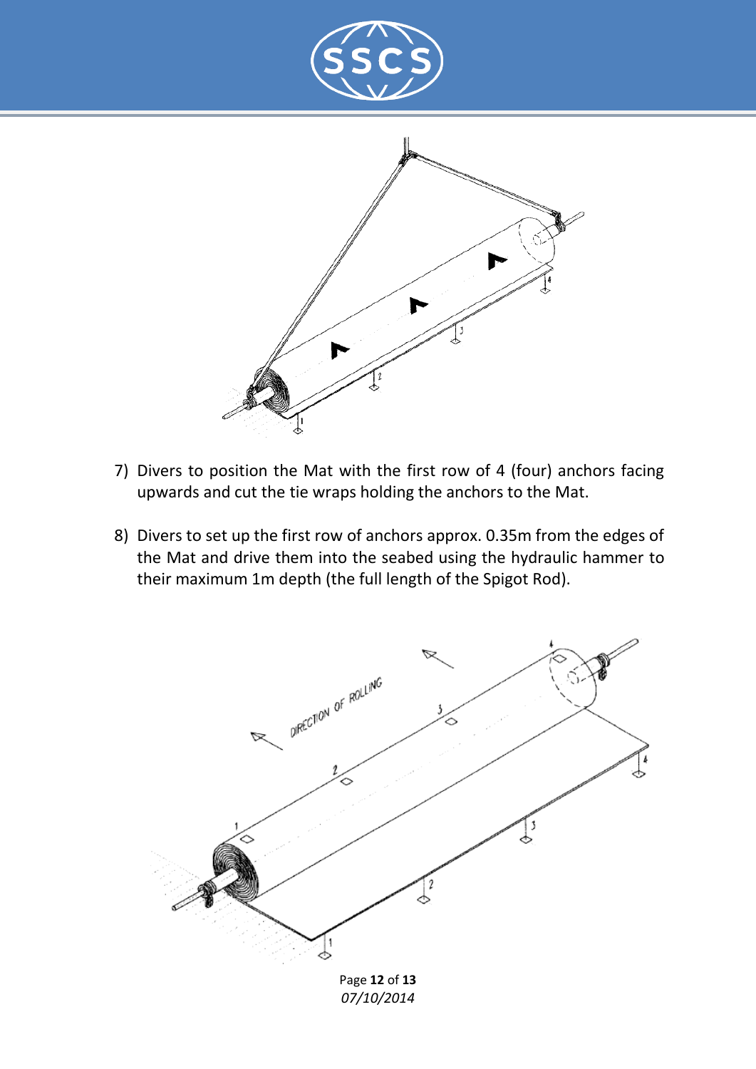7) Divers to position the Mat with the first row of 4 (four) anchors facing upwards and cut the tie wraps holding the anchors to the Mat.

8) Divers to set up the first row of anchors approx. 0.35m from the edges of the Mat and drive them into the seabed using the hydraulic hammer to their maximum 1m depth (the full length of the Spigot Rod).

DIRECTION OF ROLLING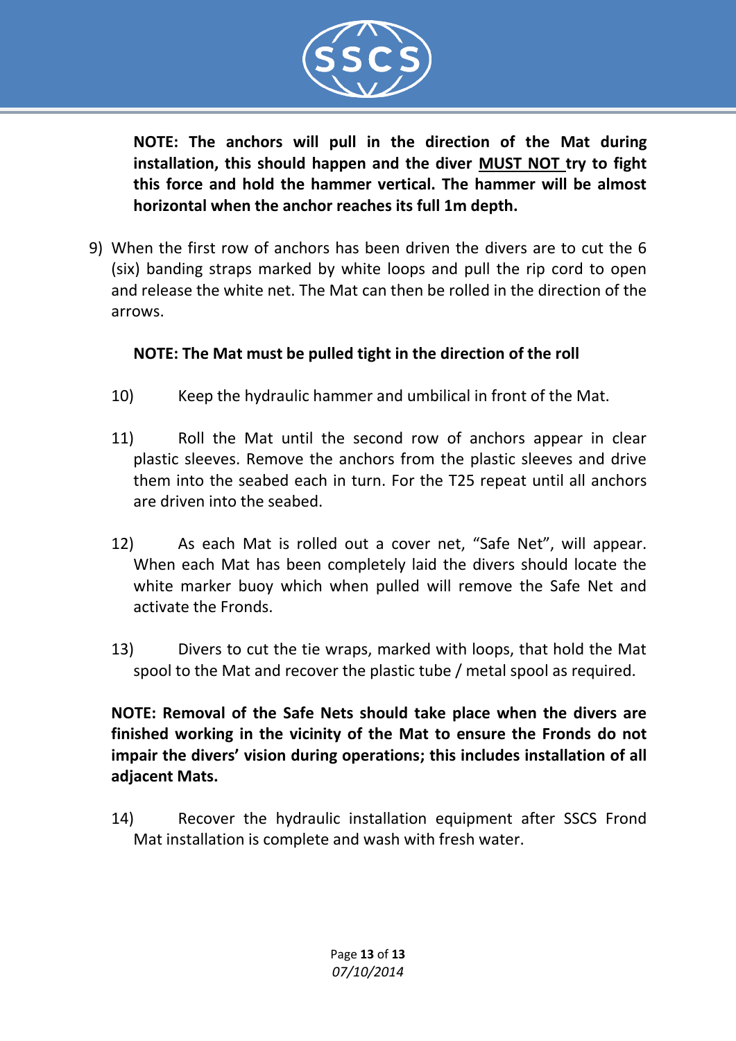**NOTE: The anchors will pull in the direction of the Mat during installation, this should happen and the diver <u>MUST NOT</u> try to fight this force and hold the hammer vertical. The hammer will be almost horizontal when the anchor reaches its full 1m depth.**

9) When the first row of anchors has been driven the divers are to cut the 6 (six) banding straps marked by white loops and pull the rip cord to open and release the white net. The Mat can then be rolled in the direction of the arrows.

   **NOTE: The Mat must be pulled tight in the direction of the roll**

10) Keep the hydraulic hammer and umbilical in front of the Mat.

11) Roll the Mat until the second row of anchors appear in clear plastic sleeves. Remove the anchors from the plastic sleeves and drive them into the seabed each in turn. For the T25 repeat until all anchors are driven into the seabed.

12) As each Mat is rolled out a cover net, "Safe Net", will appear. When each Mat has been completely laid the divers should locate the white marker buoy which when pulled will remove the Safe Net and activate the Fronds.

13) Divers to cut the tie wraps, marked with loops, that hold the Mat spool to the Mat and recover the plastic tube / metal spool as required.

**NOTE: Removal of the Safe Nets should take place when the divers are finished working in the vicinity of the Mat to ensure the Fronds do not impair the divers' vision during operations; this includes installation of all adjacent Mats.**

14) Recover the hydraulic installation equipment after SSCS Frond Mat installation is complete and wash with fresh water.